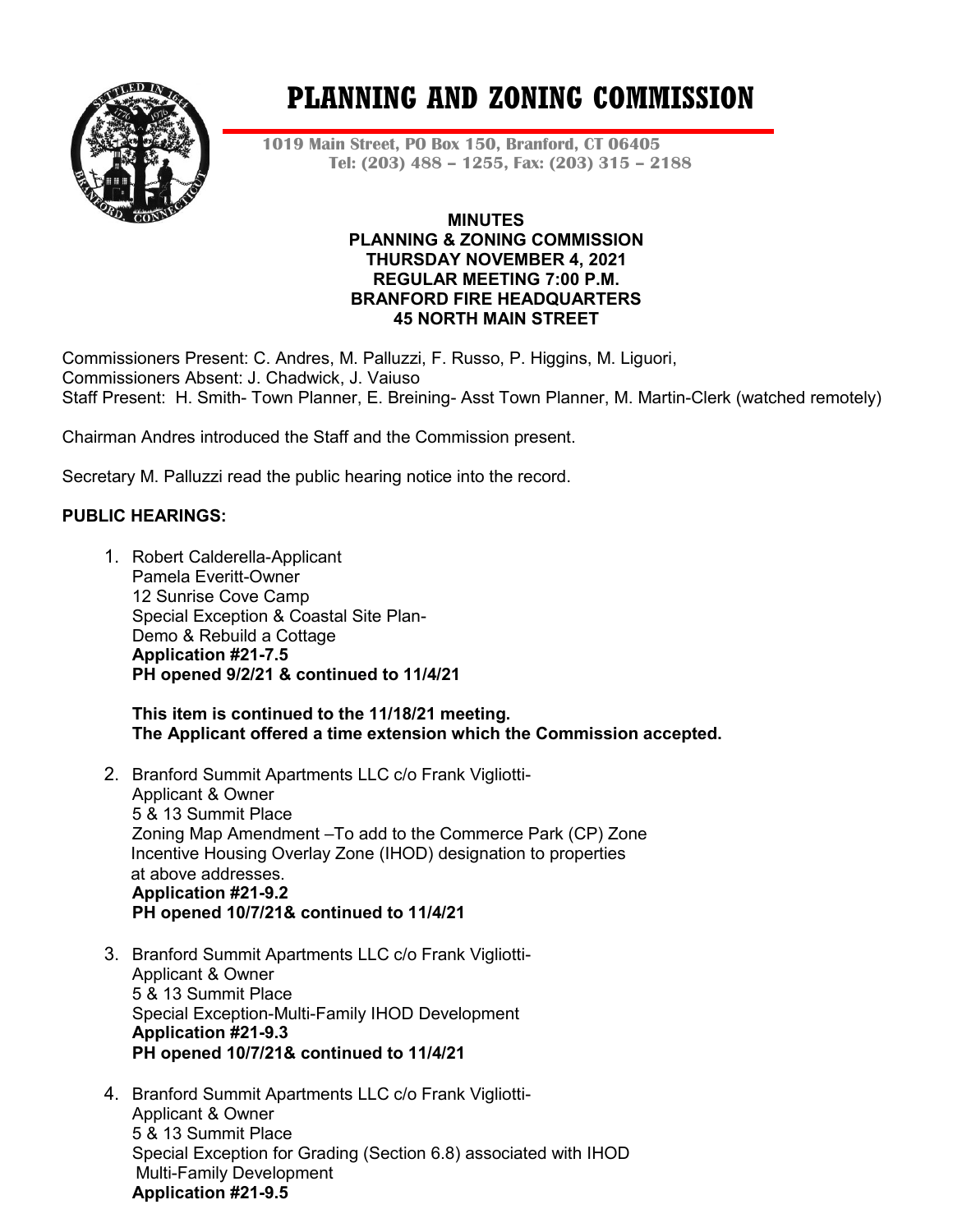# PLANNING AND ZONING COMMISSION

**1019 Main Street, PO Box 150, Branford, CT 06405**
**Tel: (203) 488 – 1255, Fax: (203) 315 – 2188**

**MINUTES**
**PLANNING & ZONING COMMISSION**
**THURSDAY NOVEMBER 4, 2021**
**REGULAR MEETING 7:00 P.M.**
**BRANFORD FIRE HEADQUARTERS**
**45 NORTH MAIN STREET**

Commissioners Present: C. Andres, M. Palluzzi, F. Russo, P. Higgins, M. Liguori,
Commissioners Absent: J. Chadwick, J. Vaiuso
Staff Present: H. Smith- Town Planner, E. Breining- Asst Town Planner, M. Martin-Clerk (watched remotely)

Chairman Andres introduced the Staff and the Commission present.

Secretary M. Palluzzi read the public hearing notice into the record.

**PUBLIC HEARINGS:**

1. Robert Calderella-Applicant
   Pamela Everitt-Owner
   12 Sunrise Cove Camp
   Special Exception & Coastal Site Plan-
   Demo & Rebuild a Cottage
   **Application #21-7.5**
   **PH opened 9/2/21 & continued to 11/4/21**

   **This item is continued to the 11/18/21 meeting.**
   **The Applicant offered a time extension which the Commission accepted.**

2. Branford Summit Apartments LLC c/o Frank Vigliotti-
   Applicant & Owner
   5 & 13 Summit Place
   Zoning Map Amendment –To add to the Commerce Park (CP) Zone
   Incentive Housing Overlay Zone (IHOD) designation to properties
   at above addresses.
   **Application #21-9.2**
   **PH opened 10/7/21& continued to 11/4/21**

3. Branford Summit Apartments LLC c/o Frank Vigliotti-
   Applicant & Owner
   5 & 13 Summit Place
   Special Exception-Multi-Family IHOD Development
   **Application #21-9.3**
   **PH opened 10/7/21& continued to 11/4/21**

4. Branford Summit Apartments LLC c/o Frank Vigliotti-
   Applicant & Owner
   5 & 13 Summit Place
   Special Exception for Grading (Section 6.8) associated with IHOD
   Multi-Family Development
   **Application #21-9.5**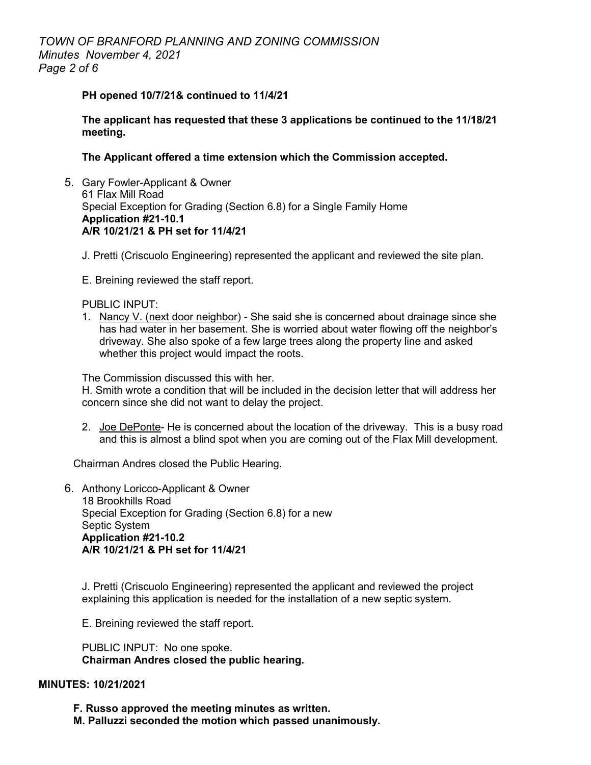**PH opened 10/7/21& continued to 11/4/21**

**The applicant has requested that these 3 applications be continued to the 11/18/21 meeting.**

**The Applicant offered a time extension which the Commission accepted.**

5. Gary Fowler-Applicant & Owner
   61 Flax Mill Road
   Special Exception for Grading (Section 6.8) for a Single Family Home
   **Application #21-10.1**
   **A/R 10/21/21 & PH set for 11/4/21**

   J. Pretti (Criscuolo Engineering) represented the applicant and reviewed the site plan.

   E. Breining reviewed the staff report.

   PUBLIC INPUT:

   1. Nancy V. (next door neighbor) - She said she is concerned about drainage since she has had water in her basement. She is worried about water flowing off the neighbor's driveway. She also spoke of a few large trees along the property line and asked whether this project would impact the roots.

   The Commission discussed this with her.
   H. Smith wrote a condition that will be included in the decision letter that will address her concern since she did not want to delay the project.

   2. Joe DePonte- He is concerned about the location of the driveway. This is a busy road and this is almost a blind spot when you are coming out of the Flax Mill development.

   Chairman Andres closed the Public Hearing.

6. Anthony Loricco-Applicant & Owner
   18 Brookhills Road
   Special Exception for Grading (Section 6.8) for a new Septic System
   **Application #21-10.2**
   **A/R 10/21/21 & PH set for 11/4/21**

   J. Pretti (Criscuolo Engineering) represented the applicant and reviewed the project explaining this application is needed for the installation of a new septic system.

   E. Breining reviewed the staff report.

   PUBLIC INPUT: No one spoke.
   **Chairman Andres closed the public hearing.**

**MINUTES: 10/21/2021**

**F. Russo approved the meeting minutes as written.**
**M. Palluzzi seconded the motion which passed unanimously.**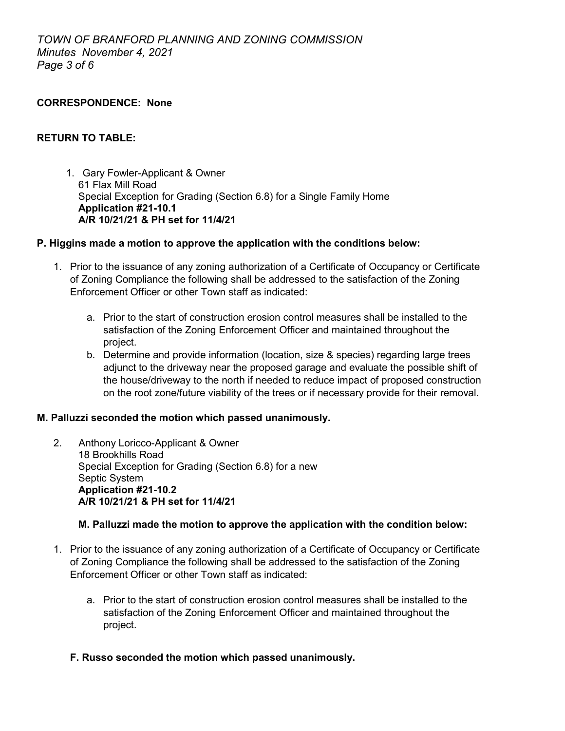**CORRESPONDENCE: None**

**RETURN TO TABLE:**

1. Gary Fowler-Applicant & Owner
   61 Flax Mill Road
   Special Exception for Grading (Section 6.8) for a Single Family Home
   **Application #21-10.1**
   **A/R 10/21/21 & PH set for 11/4/21**

**P. Higgins made a motion to approve the application with the conditions below:**

1. Prior to the issuance of any zoning authorization of a Certificate of Occupancy or Certificate of Zoning Compliance the following shall be addressed to the satisfaction of the Zoning Enforcement Officer or other Town staff as indicated:

   a. Prior to the start of construction erosion control measures shall be installed to the satisfaction of the Zoning Enforcement Officer and maintained throughout the project.
   b. Determine and provide information (location, size & species) regarding large trees adjunct to the driveway near the proposed garage and evaluate the possible shift of the house/driveway to the north if needed to reduce impact of proposed construction on the root zone/future viability of the trees or if necessary provide for their removal.

**M. Palluzzi seconded the motion which passed unanimously.**

2. Anthony Loricco-Applicant & Owner
   18 Brookhills Road
   Special Exception for Grading (Section 6.8) for a new Septic System
   **Application #21-10.2**
   **A/R 10/21/21 & PH set for 11/4/21**

   **M. Palluzzi made the motion to approve the application with the condition below:**

1. Prior to the issuance of any zoning authorization of a Certificate of Occupancy or Certificate of Zoning Compliance the following shall be addressed to the satisfaction of the Zoning Enforcement Officer or other Town staff as indicated:

   a. Prior to the start of construction erosion control measures shall be installed to the satisfaction of the Zoning Enforcement Officer and maintained throughout the project.

**F. Russo seconded the motion which passed unanimously.**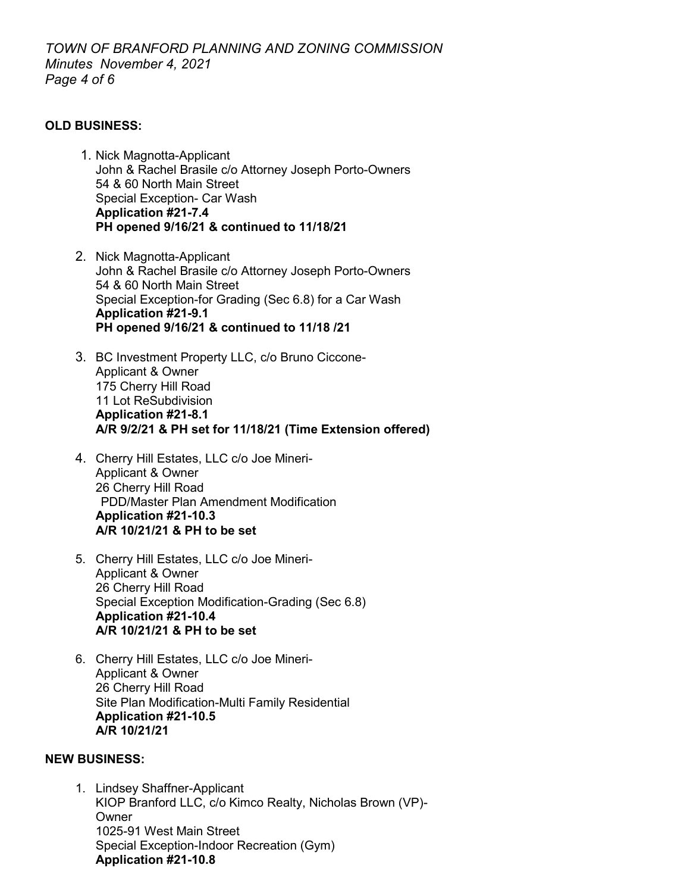**OLD BUSINESS:**

1. Nick Magnotta-Applicant
   John & Rachel Brasile c/o Attorney Joseph Porto-Owners
   54 & 60 North Main Street
   Special Exception- Car Wash
   **Application #21-7.4**
   **PH opened 9/16/21 & continued to 11/18/21**

2. Nick Magnotta-Applicant
   John & Rachel Brasile c/o Attorney Joseph Porto-Owners
   54 & 60 North Main Street
   Special Exception-for Grading (Sec 6.8) for a Car Wash
   **Application #21-9.1**
   **PH opened 9/16/21 & continued to 11/18 /21**

3. BC Investment Property LLC, c/o Bruno Ciccone-
   Applicant & Owner
   175 Cherry Hill Road
   11 Lot ReSubdivision
   **Application #21-8.1**
   **A/R 9/2/21 & PH set for 11/18/21 (Time Extension offered)**

4. Cherry Hill Estates, LLC c/o Joe Mineri-
   Applicant & Owner
   26 Cherry Hill Road
   PDD/Master Plan Amendment Modification
   **Application #21-10.3**
   **A/R 10/21/21 & PH to be set**

5. Cherry Hill Estates, LLC c/o Joe Mineri-
   Applicant & Owner
   26 Cherry Hill Road
   Special Exception Modification-Grading (Sec 6.8)
   **Application #21-10.4**
   **A/R 10/21/21 & PH to be set**

6. Cherry Hill Estates, LLC c/o Joe Mineri-
   Applicant & Owner
   26 Cherry Hill Road
   Site Plan Modification-Multi Family Residential
   **Application #21-10.5**
   **A/R 10/21/21**

**NEW BUSINESS:**

1. Lindsey Shaffner-Applicant
   KIOP Branford LLC, c/o Kimco Realty, Nicholas Brown (VP)-
   Owner
   1025-91 West Main Street
   Special Exception-Indoor Recreation (Gym)
   **Application #21-10.8**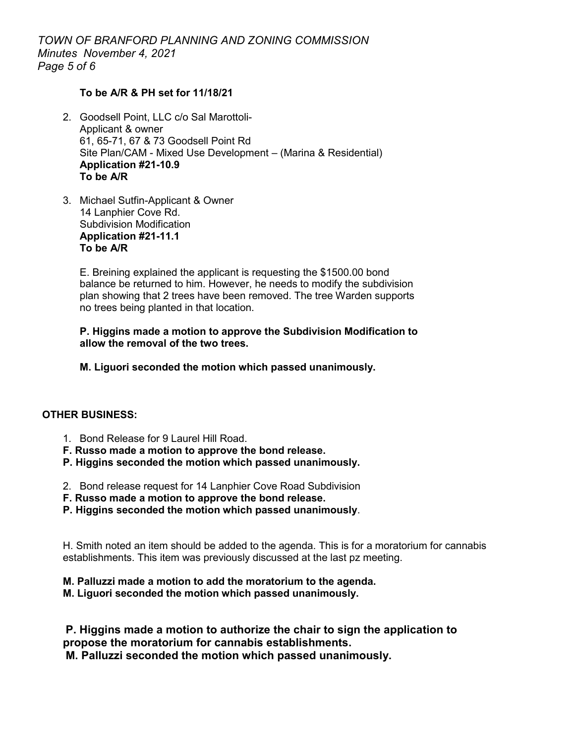**To be A/R & PH set for 11/18/21**

2. Goodsell Point, LLC c/o Sal Marottoli-
   Applicant & owner
   61, 65-71, 67 & 73 Goodsell Point Rd
   Site Plan/CAM - Mixed Use Development – (Marina & Residential)
   **Application #21-10.9**
   **To be A/R**

3. Michael Sutfin-Applicant & Owner
   14 Lanphier Cove Rd.
   Subdivision Modification
   **Application #21-11.1**
   **To be A/R**

   E. Breining explained the applicant is requesting the $1500.00 bond balance be returned to him. However, he needs to modify the subdivision plan showing that 2 trees have been removed. The tree Warden supports no trees being planted in that location.

   **P. Higgins made a motion to approve the Subdivision Modification to allow the removal of the two trees.**

   **M. Liguori seconded the motion which passed unanimously.**

**OTHER BUSINESS:**

1. Bond Release for 9 Laurel Hill Road.

**F. Russo made a motion to approve the bond release.**
**P. Higgins seconded the motion which passed unanimously.**

2. Bond release request for 14 Lanphier Cove Road Subdivision

**F. Russo made a motion to approve the bond release.**
**P. Higgins seconded the motion which passed unanimously**.

H. Smith noted an item should be added to the agenda. This is for a moratorium for cannabis establishments. This item was previously discussed at the last pz meeting.

**M. Palluzzi made a motion to add the moratorium to the agenda.**
**M. Liguori seconded the motion which passed unanimously.**

**P. Higgins made a motion to authorize the chair to sign the application to propose the moratorium for cannabis establishments.**
**M. Palluzzi seconded the motion which passed unanimously.**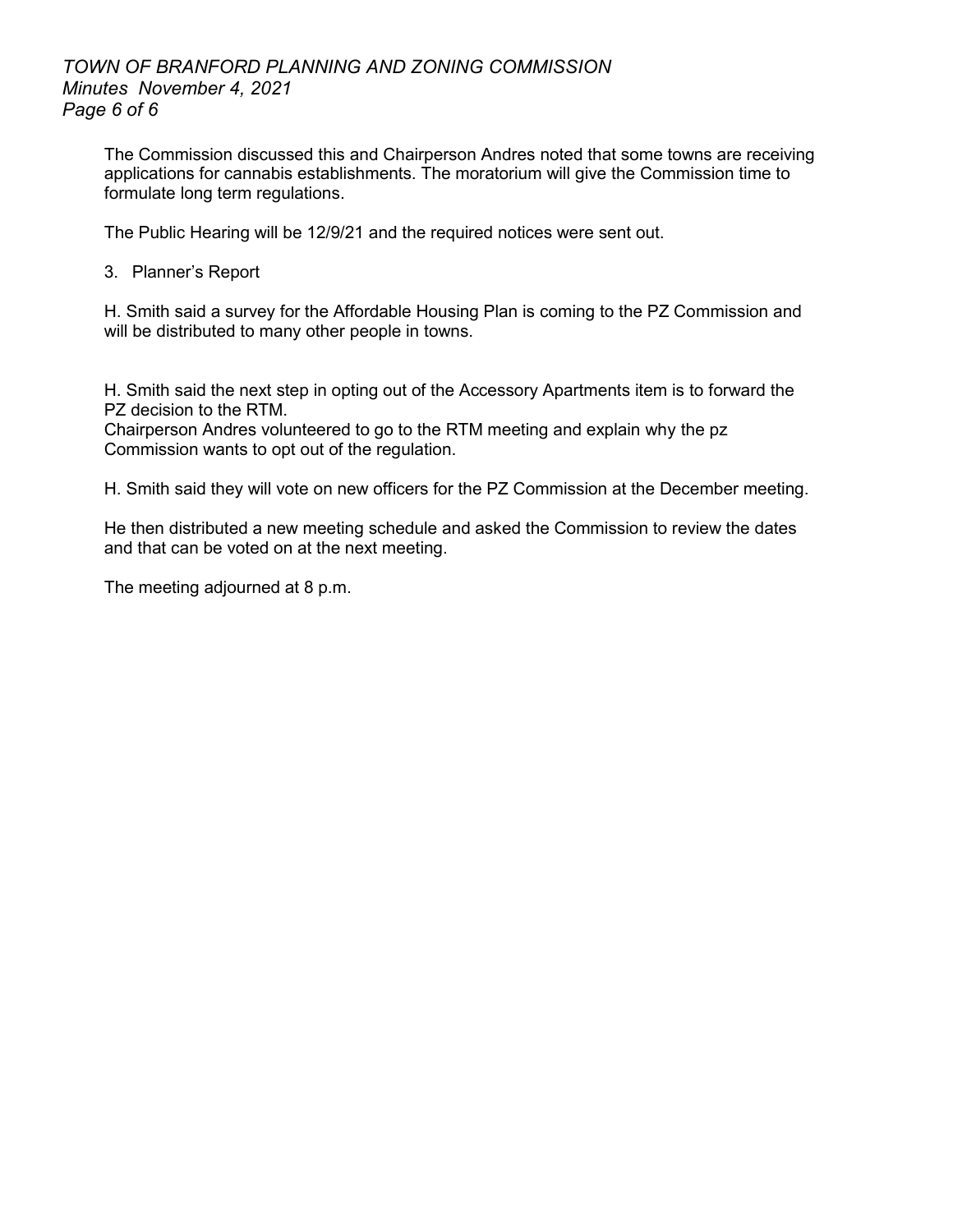The Commission discussed this and Chairperson Andres noted that some towns are receiving applications for cannabis establishments. The moratorium will give the Commission time to formulate long term regulations.

The Public Hearing will be 12/9/21 and the required notices were sent out.

3. Planner's Report

H. Smith said a survey for the Affordable Housing Plan is coming to the PZ Commission and will be distributed to many other people in towns.

H. Smith said the next step in opting out of the Accessory Apartments item is to forward the PZ decision to the RTM.
Chairperson Andres volunteered to go to the RTM meeting and explain why the pz Commission wants to opt out of the regulation.

H. Smith said they will vote on new officers for the PZ Commission at the December meeting.

He then distributed a new meeting schedule and asked the Commission to review the dates and that can be voted on at the next meeting.

The meeting adjourned at 8 p.m.